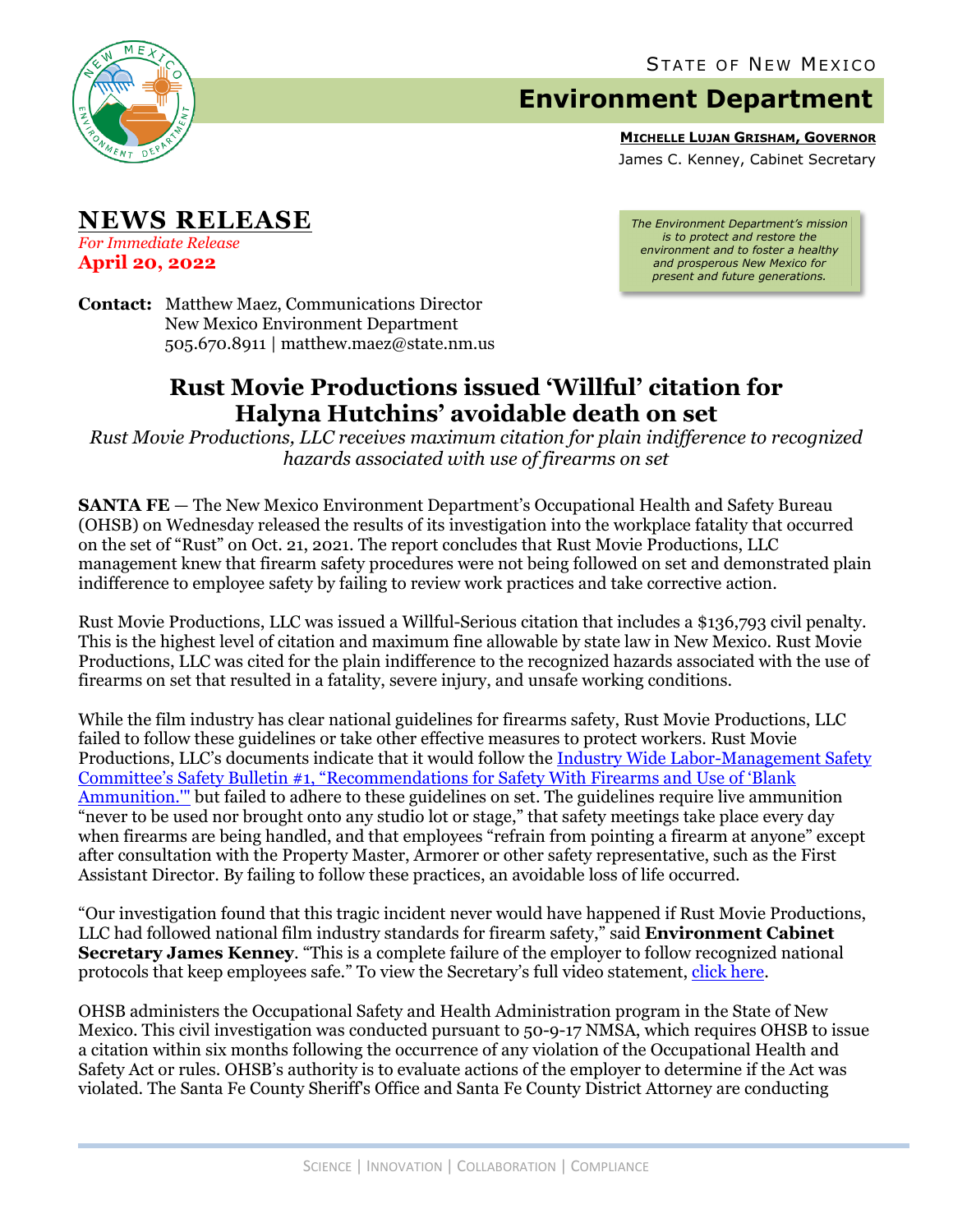STATE OF NEW MEXICO

# Environment Department

**MICHELLE LUJAN GRISHAM, GOVERNOR**

James C. Kenney, Cabinet Secretary

*The Environment Department's mission is to protect and restore the environment and to foster a healthy and prosperous New Mexico for present and future generations.*

## NEWS RELEASE

*For Immediate Release*

**April 20, 2022**

**Contact:** Matthew Maez, Communications Director
New Mexico Environment Department
505.670.8911 | matthew.maez@state.nm.us

# Rust Movie Productions issued 'Willful' citation for Halyna Hutchins' avoidable death on set

*Rust Movie Productions, LLC receives maximum citation for plain indifference to recognized hazards associated with use of firearms on set*

**SANTA FE** — The New Mexico Environment Department's Occupational Health and Safety Bureau (OHSB) on Wednesday released the results of its investigation into the workplace fatality that occurred on the set of "Rust" on Oct. 21, 2021. The report concludes that Rust Movie Productions, LLC management knew that firearm safety procedures were not being followed on set and demonstrated plain indifference to employee safety by failing to review work practices and take corrective action.

Rust Movie Productions, LLC was issued a Willful-Serious citation that includes a $136,793 civil penalty. This is the highest level of citation and maximum fine allowable by state law in New Mexico. Rust Movie Productions, LLC was cited for the plain indifference to the recognized hazards associated with the use of firearms on set that resulted in a fatality, severe injury, and unsafe working conditions.

While the film industry has clear national guidelines for firearms safety, Rust Movie Productions, LLC failed to follow these guidelines or take other effective measures to protect workers. Rust Movie Productions, LLC's documents indicate that it would follow the Industry Wide Labor-Management Safety Committee's Safety Bulletin #1, "Recommendations for Safety With Firearms and Use of 'Blank Ammunition.'" but failed to adhere to these guidelines on set. The guidelines require live ammunition "never to be used nor brought onto any studio lot or stage," that safety meetings take place every day when firearms are being handled, and that employees "refrain from pointing a firearm at anyone" except after consultation with the Property Master, Armorer or other safety representative, such as the First Assistant Director. By failing to follow these practices, an avoidable loss of life occurred.

"Our investigation found that this tragic incident never would have happened if Rust Movie Productions, LLC had followed national film industry standards for firearm safety," said **Environment Cabinet Secretary James Kenney**. "This is a complete failure of the employer to follow recognized national protocols that keep employees safe." To view the Secretary's full video statement, click here.

OHSB administers the Occupational Safety and Health Administration program in the State of New Mexico. This civil investigation was conducted pursuant to 50-9-17 NMSA, which requires OHSB to issue a citation within six months following the occurrence of any violation of the Occupational Health and Safety Act or rules. OHSB's authority is to evaluate actions of the employer to determine if the Act was violated. The Santa Fe County Sheriff's Office and Santa Fe County District Attorney are conducting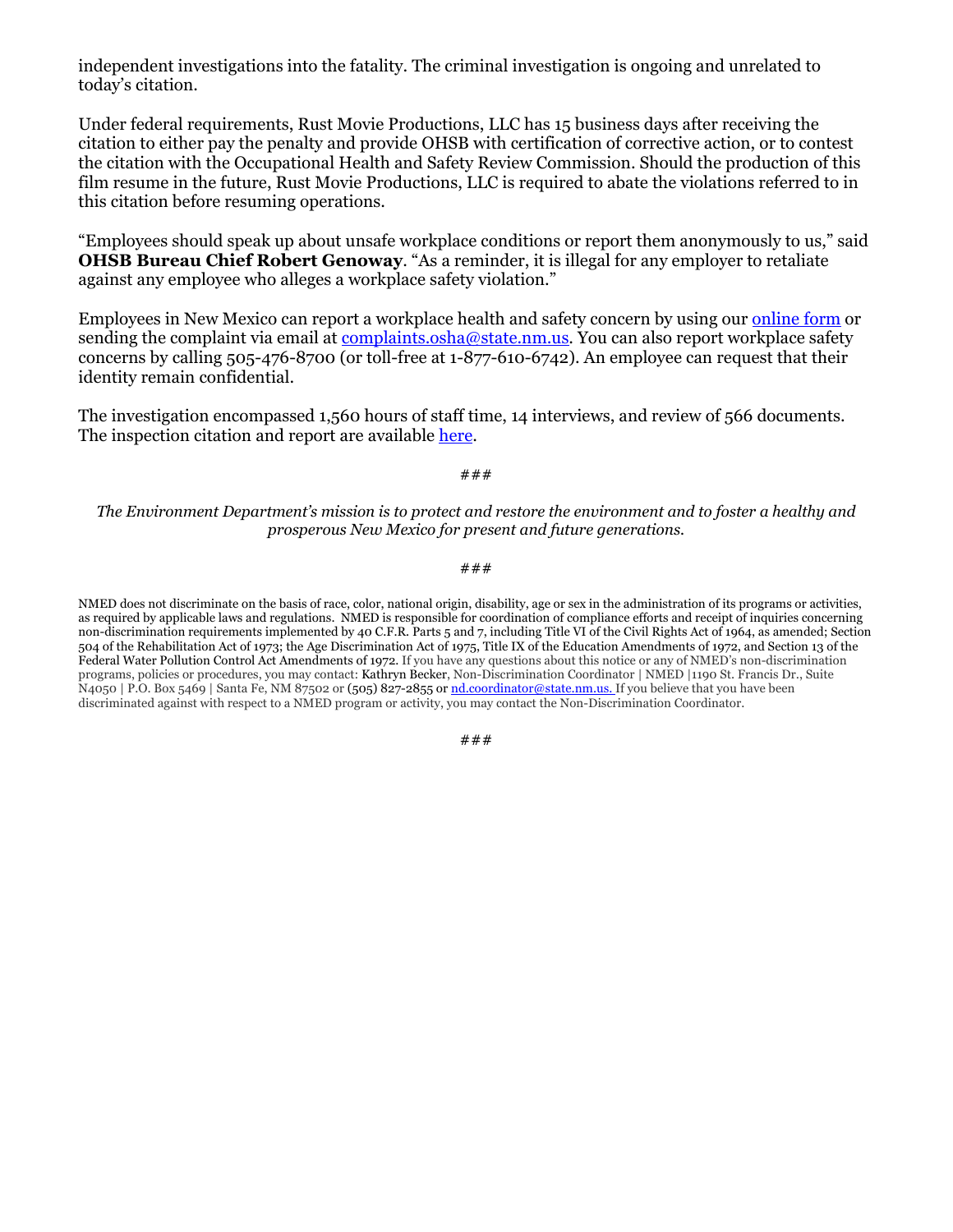independent investigations into the fatality. The criminal investigation is ongoing and unrelated to today's citation.

Under federal requirements, Rust Movie Productions, LLC has 15 business days after receiving the citation to either pay the penalty and provide OHSB with certification of corrective action, or to contest the citation with the Occupational Health and Safety Review Commission. Should the production of this film resume in the future, Rust Movie Productions, LLC is required to abate the violations referred to in this citation before resuming operations.

"Employees should speak up about unsafe workplace conditions or report them anonymously to us," said **OHSB Bureau Chief Robert Genoway**. "As a reminder, it is illegal for any employer to retaliate against any employee who alleges a workplace safety violation."

Employees in New Mexico can report a workplace health and safety concern by using our online form or sending the complaint via email at complaints.osha@state.nm.us. You can also report workplace safety concerns by calling 505-476-8700 (or toll-free at 1-877-610-6742). An employee can request that their identity remain confidential.

The investigation encompassed 1,560 hours of staff time, 14 interviews, and review of 566 documents. The inspection citation and report are available here.

###

*The Environment Department's mission is to protect and restore the environment and to foster a healthy and prosperous New Mexico for present and future generations.*

###

NMED does not discriminate on the basis of race, color, national origin, disability, age or sex in the administration of its programs or activities, as required by applicable laws and regulations. NMED is responsible for coordination of compliance efforts and receipt of inquiries concerning non-discrimination requirements implemented by 40 C.F.R. Parts 5 and 7, including Title VI of the Civil Rights Act of 1964, as amended; Section 504 of the Rehabilitation Act of 1973; the Age Discrimination Act of 1975, Title IX of the Education Amendments of 1972, and Section 13 of the Federal Water Pollution Control Act Amendments of 1972. If you have any questions about this notice or any of NMED's non-discrimination programs, policies or procedures, you may contact: Kathryn Becker, Non-Discrimination Coordinator | NMED |1190 St. Francis Dr., Suite N4050 | P.O. Box 5469 | Santa Fe, NM 87502 or (505) 827-2855 or nd.coordinator@state.nm.us. If you believe that you have been discriminated against with respect to a NMED program or activity, you may contact the Non-Discrimination Coordinator.

###